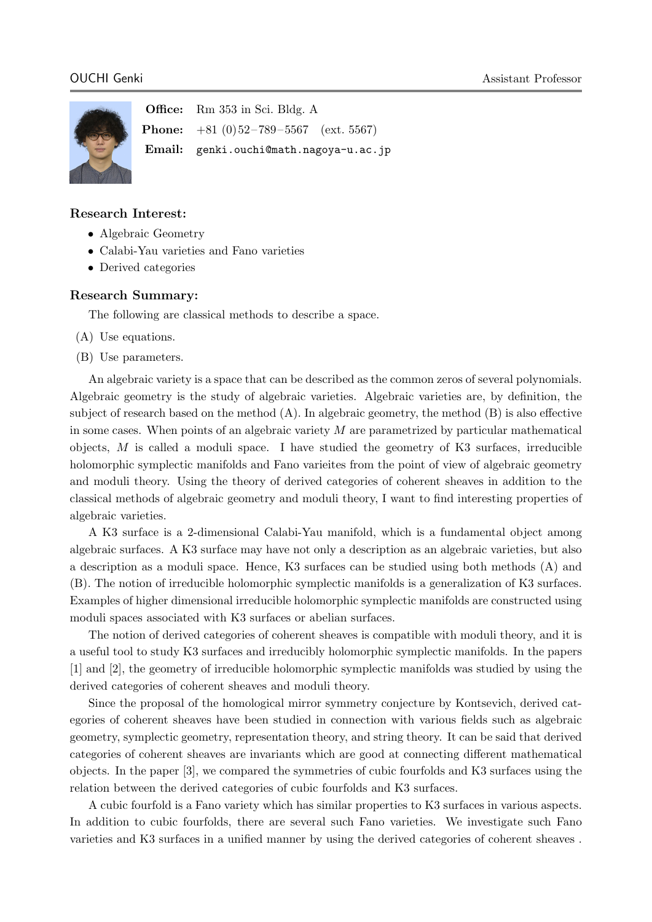OUCHI Genki — Assistant Professor

**Office:** Rm 353 in Sci. Bldg. A
**Phone:** +81 (0)52–789–5567 (ext. 5567)
**Email:** genki.ouchi@math.nagoya-u.ac.jp

### Research Interest:

- Algebraic Geometry
- Calabi-Yau varieties and Fano varieties
- Derived categories

### Research Summary:

The following are classical methods to describe a space.

(A) Use equations.

(B) Use parameters.

An algebraic variety is a space that can be described as the common zeros of several polynomials. Algebraic geometry is the study of algebraic varieties. Algebraic varieties are, by definition, the subject of research based on the method (A). In algebraic geometry, the method (B) is also effective in some cases. When points of an algebraic variety $M$ are parametrized by particular mathematical objects, $M$ is called a moduli space. I have studied the geometry of K3 surfaces, irreducible holomorphic symplectic manifolds and Fano varieites from the point of view of algebraic geometry and moduli theory. Using the theory of derived categories of coherent sheaves in addition to the classical methods of algebraic geometry and moduli theory, I want to find interesting properties of algebraic varieties.

A K3 surface is a 2-dimensional Calabi-Yau manifold, which is a fundamental object among algebraic surfaces. A K3 surface may have not only a description as an algebraic varieties, but also a description as a moduli space. Hence, K3 surfaces can be studied using both methods (A) and (B). The notion of irreducible holomorphic symplectic manifolds is a generalization of K3 surfaces. Examples of higher dimensional irreducible holomorphic symplectic manifolds are constructed using moduli spaces associated with K3 surfaces or abelian surfaces.

The notion of derived categories of coherent sheaves is compatible with moduli theory, and it is a useful tool to study K3 surfaces and irreducibly holomorphic symplectic manifolds. In the papers [1] and [2], the geometry of irreducible holomorphic symplectic manifolds was studied by using the derived categories of coherent sheaves and moduli theory.

Since the proposal of the homological mirror symmetry conjecture by Kontsevich, derived categories of coherent sheaves have been studied in connection with various fields such as algebraic geometry, symplectic geometry, representation theory, and string theory. It can be said that derived categories of coherent sheaves are invariants which are good at connecting different mathematical objects. In the paper [3], we compared the symmetries of cubic fourfolds and K3 surfaces using the relation between the derived categories of cubic fourfolds and K3 surfaces.

A cubic fourfold is a Fano variety which has similar properties to K3 surfaces in various aspects. In addition to cubic fourfolds, there are several such Fano varieties. We investigate such Fano varieties and K3 surfaces in a unified manner by using the derived categories of coherent sheaves .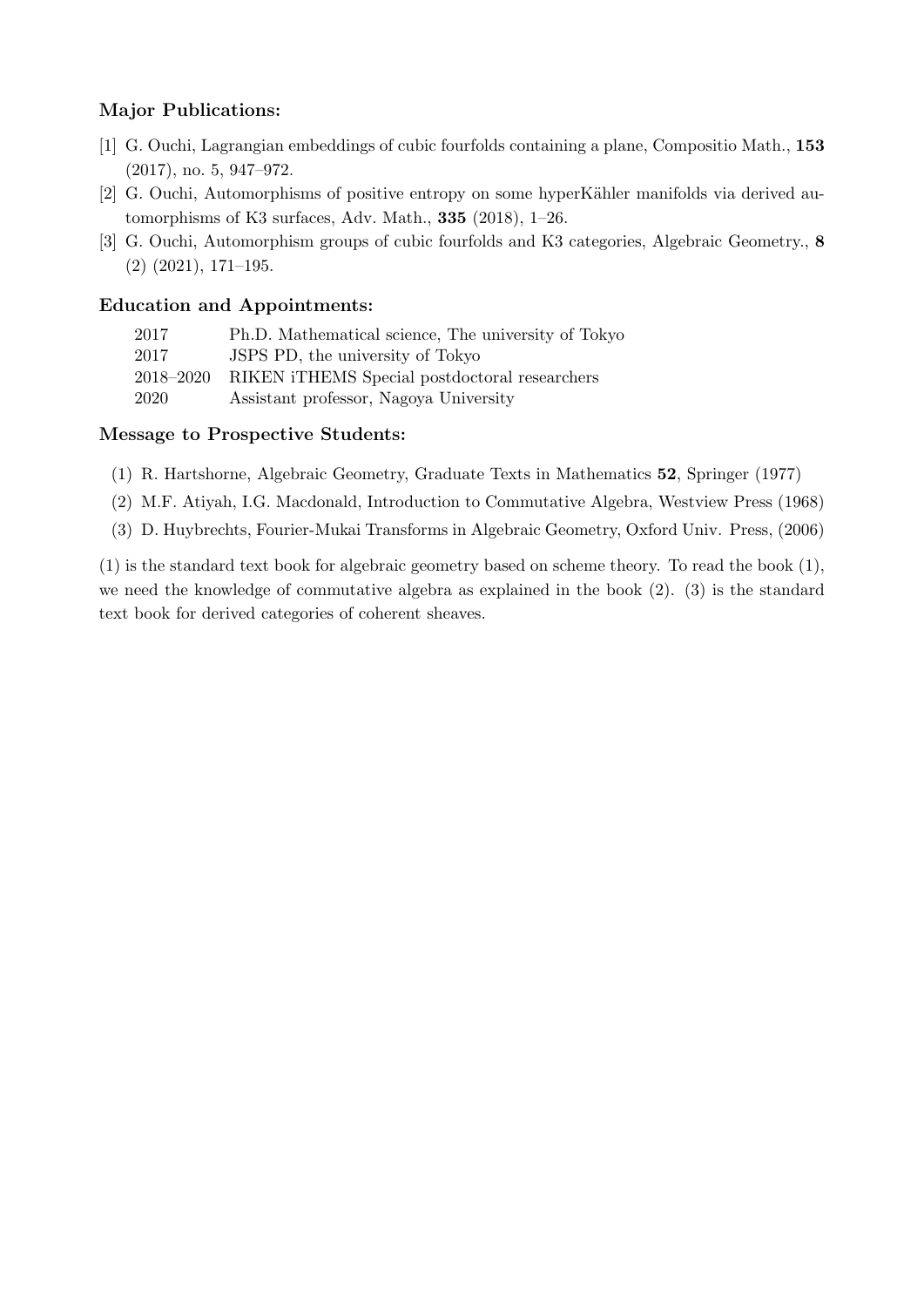### Major Publications:

[1] G. Ouchi, Lagrangian embeddings of cubic fourfolds containing a plane, Compositio Math., **153** (2017), no. 5, 947–972.

[2] G. Ouchi, Automorphisms of positive entropy on some hyperKähler manifolds via derived automorphisms of K3 surfaces, Adv. Math., **335** (2018), 1–26.

[3] G. Ouchi, Automorphism groups of cubic fourfolds and K3 categories, Algebraic Geometry., **8** (2) (2021), 171–195.

### Education and Appointments:

| | |
|---|---|
| 2017 | Ph.D. Mathematical science, The university of Tokyo |
| 2017 | JSPS PD, the university of Tokyo |
| 2018–2020 | RIKEN iTHEMS Special postdoctoral researchers |
| 2020 | Assistant professor, Nagoya University |

### Message to Prospective Students:

(1) R. Hartshorne, Algebraic Geometry, Graduate Texts in Mathematics **52**, Springer (1977)

(2) M.F. Atiyah, I.G. Macdonald, Introduction to Commutative Algebra, Westview Press (1968)

(3) D. Huybrechts, Fourier-Mukai Transforms in Algebraic Geometry, Oxford Univ. Press, (2006)

(1) is the standard text book for algebraic geometry based on scheme theory. To read the book (1), we need the knowledge of commutative algebra as explained in the book (2). (3) is the standard text book for derived categories of coherent sheaves.